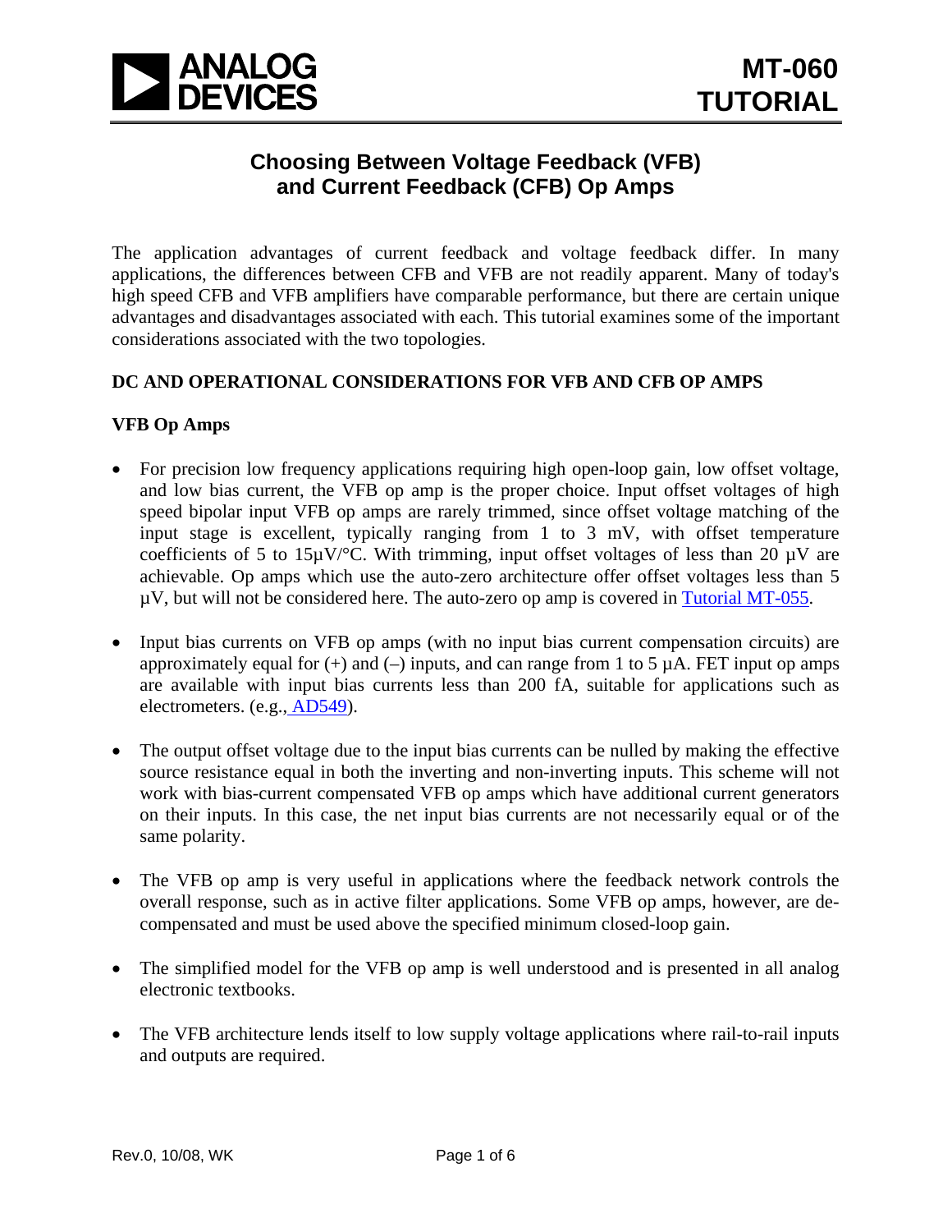# MT-060 TUTORIAL

## Choosing Between Voltage Feedback (VFB) and Current Feedback (CFB) Op Amps

The application advantages of current feedback and voltage feedback differ. In many applications, the differences between CFB and VFB are not readily apparent. Many of today's high speed CFB and VFB amplifiers have comparable performance, but there are certain unique advantages and disadvantages associated with each. This tutorial examines some of the important considerations associated with the two topologies.

### DC AND OPERATIONAL CONSIDERATIONS FOR VFB AND CFB OP AMPS

#### VFB Op Amps

- For precision low frequency applications requiring high open-loop gain, low offset voltage, and low bias current, the VFB op amp is the proper choice. Input offset voltages of high speed bipolar input VFB op amps are rarely trimmed, since offset voltage matching of the input stage is excellent, typically ranging from 1 to 3 mV, with offset temperature coefficients of 5 to 15μV/°C. With trimming, input offset voltages of less than 20 μV are achievable. Op amps which use the auto-zero architecture offer offset voltages less than 5 μV, but will not be considered here. The auto-zero op amp is covered in Tutorial MT-055.

- Input bias currents on VFB op amps (with no input bias current compensation circuits) are approximately equal for (+) and (–) inputs, and can range from 1 to 5 μA. FET input op amps are available with input bias currents less than 200 fA, suitable for applications such as electrometers. (e.g., AD549).

- The output offset voltage due to the input bias currents can be nulled by making the effective source resistance equal in both the inverting and non-inverting inputs. This scheme will not work with bias-current compensated VFB op amps which have additional current generators on their inputs. In this case, the net input bias currents are not necessarily equal or of the same polarity.

- The VFB op amp is very useful in applications where the feedback network controls the overall response, such as in active filter applications. Some VFB op amps, however, are de-compensated and must be used above the specified minimum closed-loop gain.

- The simplified model for the VFB op amp is well understood and is presented in all analog electronic textbooks.

- The VFB architecture lends itself to low supply voltage applications where rail-to-rail inputs and outputs are required.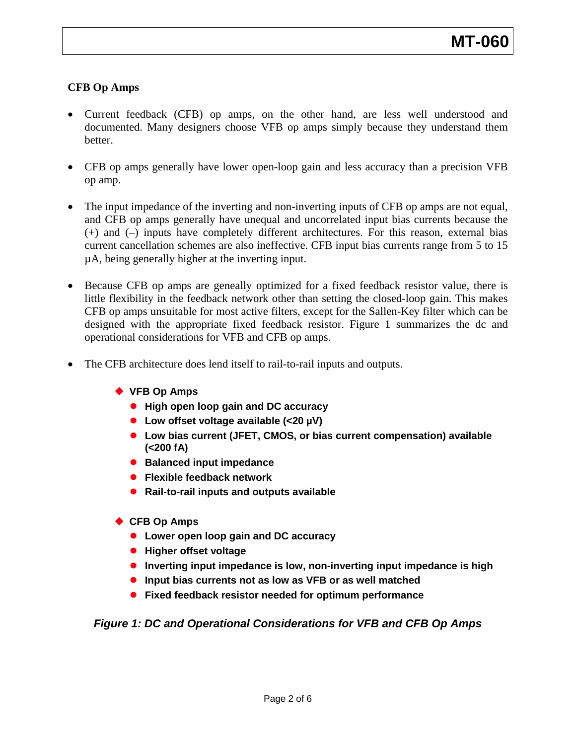### CFB Op Amps

- Current feedback (CFB) op amps, on the other hand, are less well understood and documented. Many designers choose VFB op amps simply because they understand them better.

- CFB op amps generally have lower open-loop gain and less accuracy than a precision VFB op amp.

- The input impedance of the inverting and non-inverting inputs of CFB op amps are not equal, and CFB op amps generally have unequal and uncorrelated input bias currents because the (+) and (–) inputs have completely different architectures. For this reason, external bias current cancellation schemes are also ineffective. CFB input bias currents range from 5 to 15 µA, being generally higher at the inverting input.

- Because CFB op amps are geneally optimized for a fixed feedback resistor value, there is little flexibility in the feedback network other than setting the closed-loop gain. This makes CFB op amps unsuitable for most active filters, except for the Sallen-Key filter which can be designed with the appropriate fixed feedback resistor. Figure 1 summarizes the dc and operational considerations for VFB and CFB op amps.

- The CFB architecture does lend itself to rail-to-rail inputs and outputs.

- **VFB Op Amps**
  - **High open loop gain and DC accuracy**
  - **Low offset voltage available (<20 µV)**
  - **Low bias current (JFET, CMOS, or bias current compensation) available (<200 fA)**
  - **Balanced input impedance**
  - **Flexible feedback network**
  - **Rail-to-rail inputs and outputs available**

- **CFB Op Amps**
  - **Lower open loop gain and DC accuracy**
  - **Higher offset voltage**
  - **Inverting input impedance is low, non-inverting input impedance is high**
  - **Input bias currents not as low as VFB or as well matched**
  - **Fixed feedback resistor needed for optimum performance**

***Figure 1: DC and Operational Considerations for VFB and CFB Op Amps***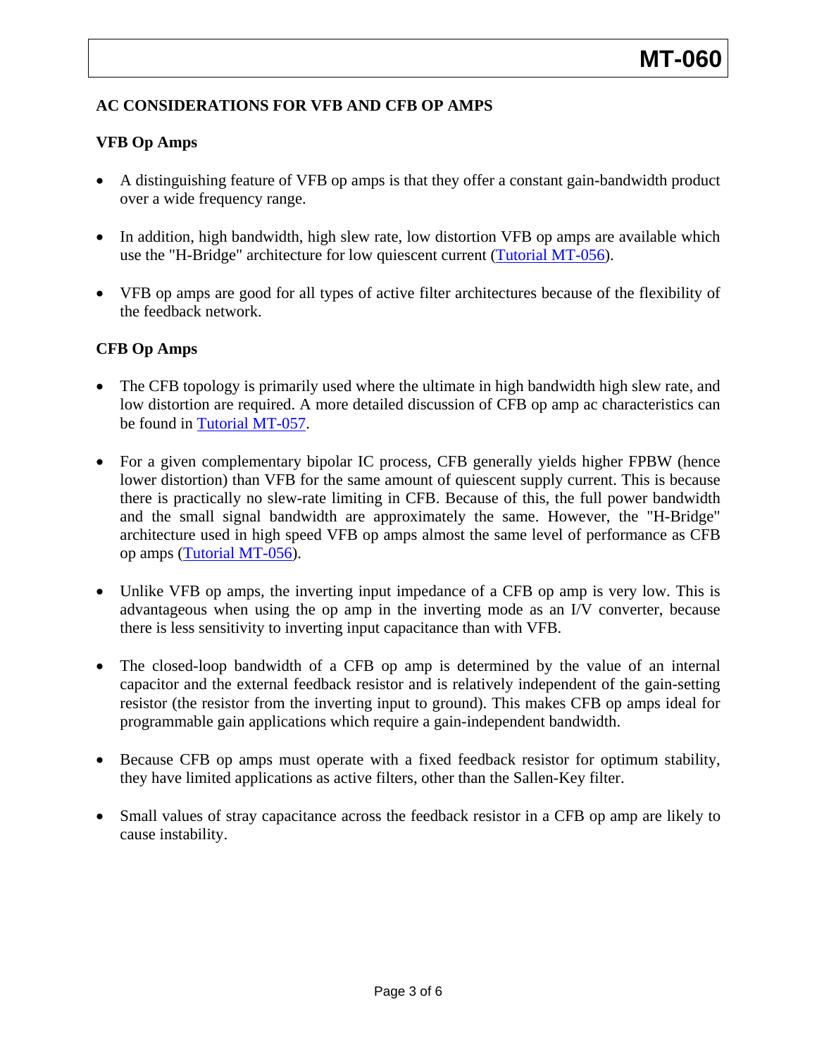## AC CONSIDERATIONS FOR VFB AND CFB OP AMPS

### VFB Op Amps

- A distinguishing feature of VFB op amps is that they offer a constant gain-bandwidth product over a wide frequency range.

- In addition, high bandwidth, high slew rate, low distortion VFB op amps are available which use the "H-Bridge" architecture for low quiescent current (Tutorial MT-056).

- VFB op amps are good for all types of active filter architectures because of the flexibility of the feedback network.

### CFB Op Amps

- The CFB topology is primarily used where the ultimate in high bandwidth high slew rate, and low distortion are required. A more detailed discussion of CFB op amp ac characteristics can be found in Tutorial MT-057.

- For a given complementary bipolar IC process, CFB generally yields higher FPBW (hence lower distortion) than VFB for the same amount of quiescent supply current. This is because there is practically no slew-rate limiting in CFB. Because of this, the full power bandwidth and the small signal bandwidth are approximately the same. However, the "H-Bridge" architecture used in high speed VFB op amps almost the same level of performance as CFB op amps (Tutorial MT-056).

- Unlike VFB op amps, the inverting input impedance of a CFB op amp is very low. This is advantageous when using the op amp in the inverting mode as an I/V converter, because there is less sensitivity to inverting input capacitance than with VFB.

- The closed-loop bandwidth of a CFB op amp is determined by the value of an internal capacitor and the external feedback resistor and is relatively independent of the gain-setting resistor (the resistor from the inverting input to ground). This makes CFB op amps ideal for programmable gain applications which require a gain-independent bandwidth.

- Because CFB op amps must operate with a fixed feedback resistor for optimum stability, they have limited applications as active filters, other than the Sallen-Key filter.

- Small values of stray capacitance across the feedback resistor in a CFB op amp are likely to cause instability.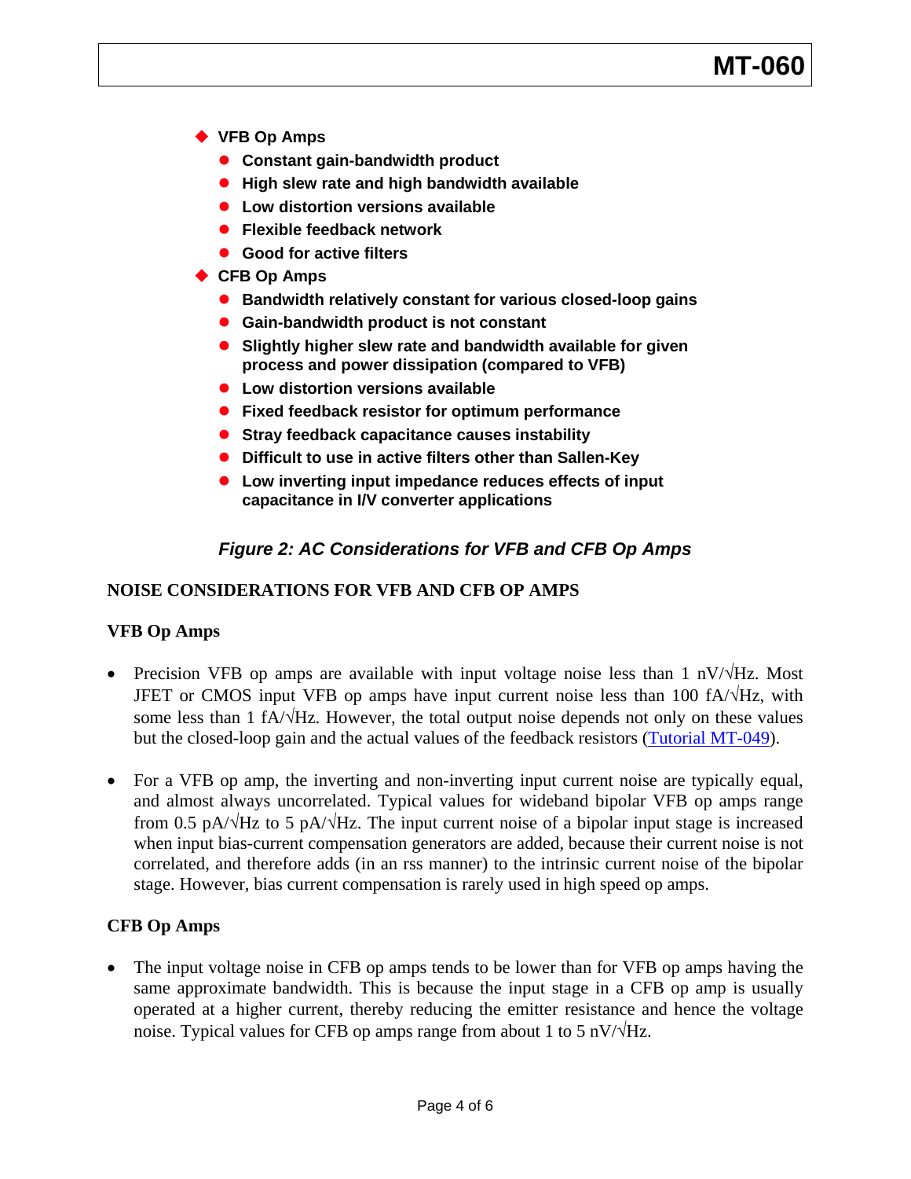- **VFB Op Amps**
  - **Constant gain-bandwidth product**
  - **High slew rate and high bandwidth available**
  - **Low distortion versions available**
  - **Flexible feedback network**
  - **Good for active filters**
- **CFB Op Amps**
  - **Bandwidth relatively constant for various closed-loop gains**
  - **Gain-bandwidth product is not constant**
  - **Slightly higher slew rate and bandwidth available for given process and power dissipation (compared to VFB)**
  - **Low distortion versions available**
  - **Fixed feedback resistor for optimum performance**
  - **Stray feedback capacitance causes instability**
  - **Difficult to use in active filters other than Sallen-Key**
  - **Low inverting input impedance reduces effects of input capacitance in I/V converter applications**

***Figure 2: AC Considerations for VFB and CFB Op Amps***

## NOISE CONSIDERATIONS FOR VFB AND CFB OP AMPS

### VFB Op Amps

- Precision VFB op amps are available with input voltage noise less than 1 nV/√Hz. Most JFET or CMOS input VFB op amps have input current noise less than 100 fA/√Hz, with some less than 1 fA/√Hz. However, the total output noise depends not only on these values but the closed-loop gain and the actual values of the feedback resistors (Tutorial MT-049).

- For a VFB op amp, the inverting and non-inverting input current noise are typically equal, and almost always uncorrelated. Typical values for wideband bipolar VFB op amps range from 0.5 pA/√Hz to 5 pA/√Hz. The input current noise of a bipolar input stage is increased when input bias-current compensation generators are added, because their current noise is not correlated, and therefore adds (in an rss manner) to the intrinsic current noise of the bipolar stage. However, bias current compensation is rarely used in high speed op amps.

### CFB Op Amps

- The input voltage noise in CFB op amps tends to be lower than for VFB op amps having the same approximate bandwidth. This is because the input stage in a CFB op amp is usually operated at a higher current, thereby reducing the emitter resistance and hence the voltage noise. Typical values for CFB op amps range from about 1 to 5 nV/√Hz.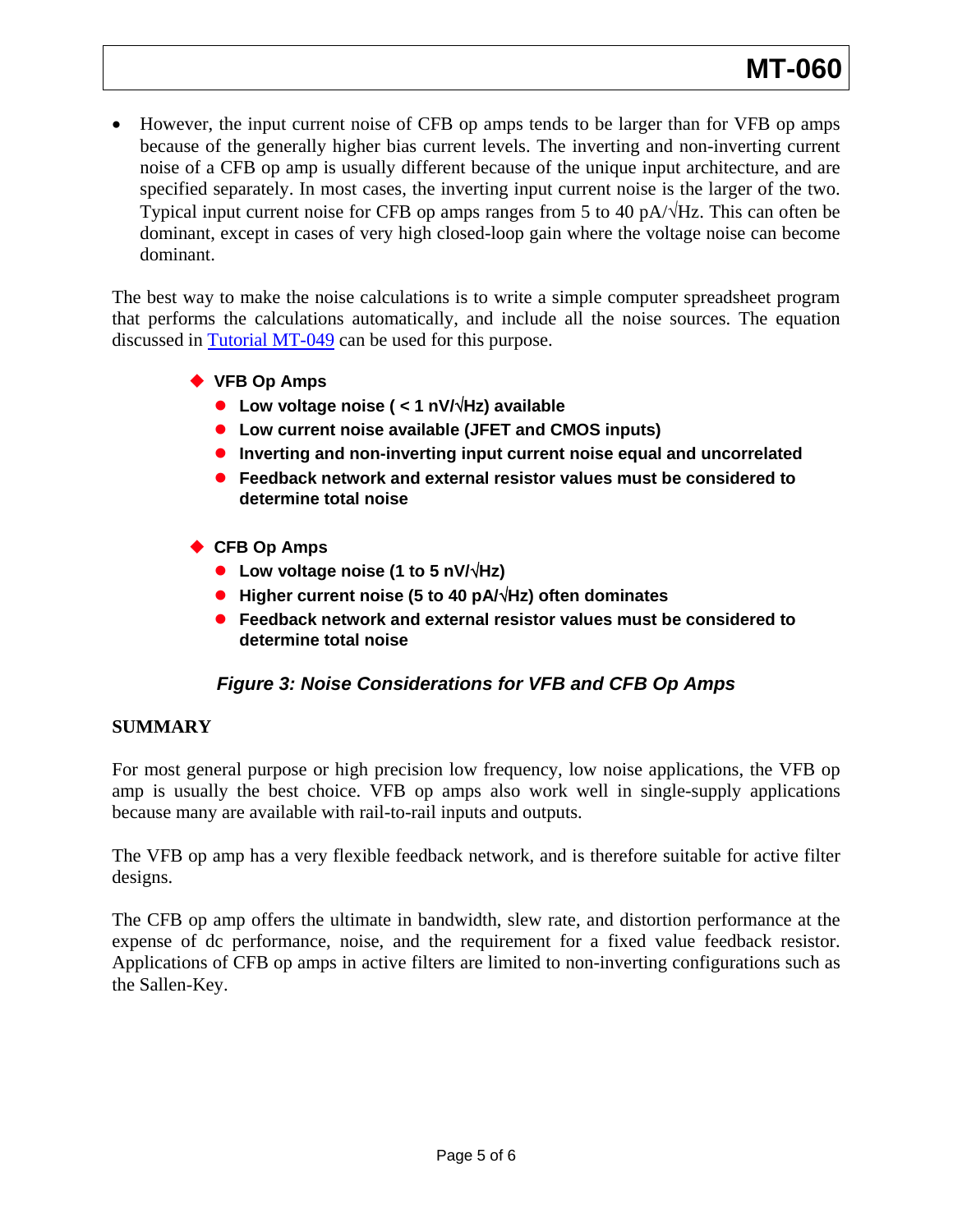- However, the input current noise of CFB op amps tends to be larger than for VFB op amps because of the generally higher bias current levels. The inverting and non-inverting current noise of a CFB op amp is usually different because of the unique input architecture, and are specified separately. In most cases, the inverting input current noise is the larger of the two. Typical input current noise for CFB op amps ranges from 5 to 40 pA/√Hz. This can often be dominant, except in cases of very high closed-loop gain where the voltage noise can become dominant.

The best way to make the noise calculations is to write a simple computer spreadsheet program that performs the calculations automatically, and include all the noise sources. The equation discussed in Tutorial MT-049 can be used for this purpose.

- **VFB Op Amps**
  - **Low voltage noise ( < 1 nV/√Hz) available**
  - **Low current noise available (JFET and CMOS inputs)**
  - **Inverting and non-inverting input current noise equal and uncorrelated**
  - **Feedback network and external resistor values must be considered to determine total noise**

- **CFB Op Amps**
  - **Low voltage noise (1 to 5 nV/√Hz)**
  - **Higher current noise (5 to 40 pA/√Hz) often dominates**
  - **Feedback network and external resistor values must be considered to determine total noise**

***Figure 3: Noise Considerations for VFB and CFB Op Amps***

## SUMMARY

For most general purpose or high precision low frequency, low noise applications, the VFB op amp is usually the best choice. VFB op amps also work well in single-supply applications because many are available with rail-to-rail inputs and outputs.

The VFB op amp has a very flexible feedback network, and is therefore suitable for active filter designs.

The CFB op amp offers the ultimate in bandwidth, slew rate, and distortion performance at the expense of dc performance, noise, and the requirement for a fixed value feedback resistor. Applications of CFB op amps in active filters are limited to non-inverting configurations such as the Sallen-Key.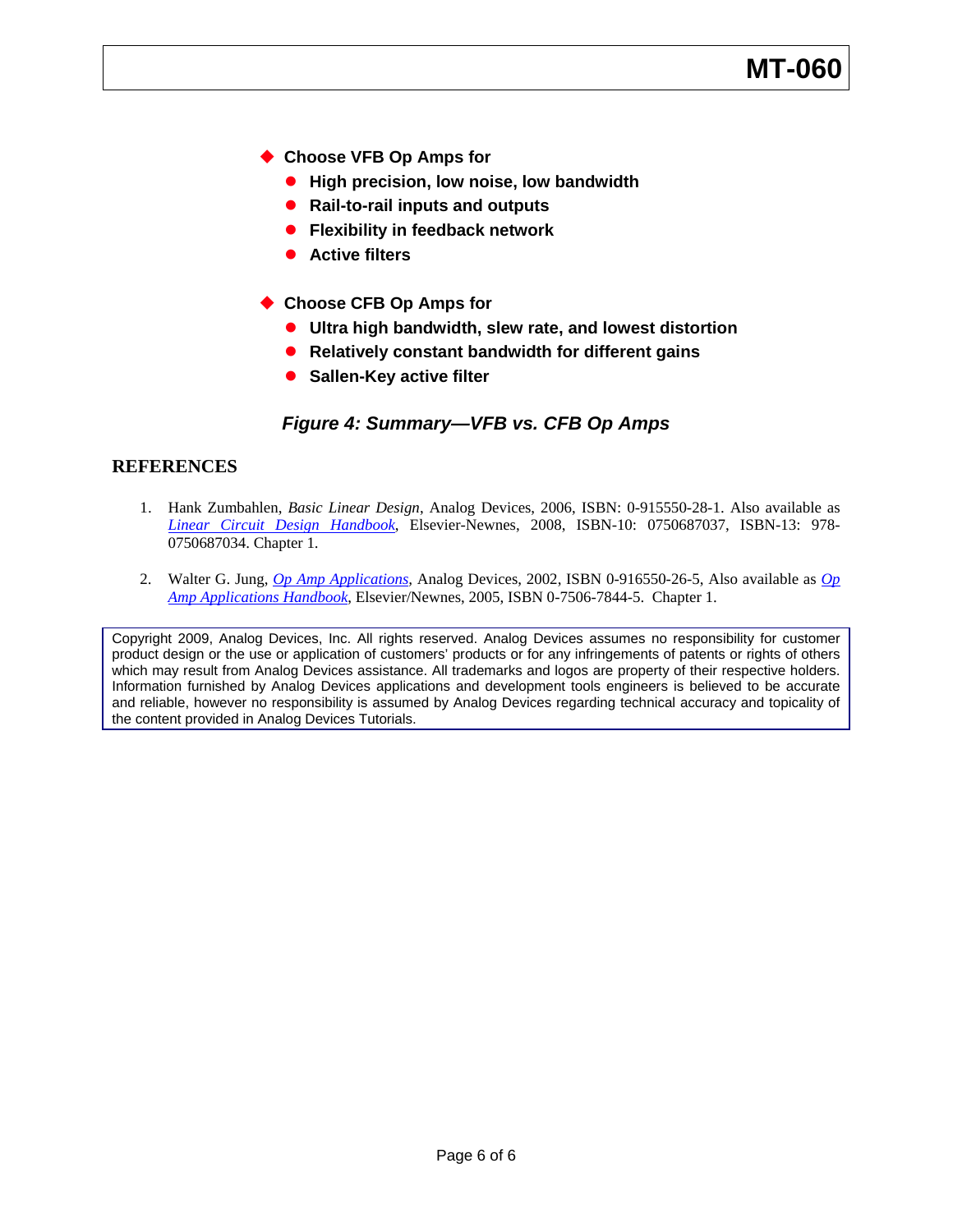- **Choose VFB Op Amps for**
  - **High precision, low noise, low bandwidth**
  - **Rail-to-rail inputs and outputs**
  - **Flexibility in feedback network**
  - **Active filters**

- **Choose CFB Op Amps for**
  - **Ultra high bandwidth, slew rate, and lowest distortion**
  - **Relatively constant bandwidth for different gains**
  - **Sallen-Key active filter**

***Figure 4: Summary—VFB vs. CFB Op Amps***

## REFERENCES

1. Hank Zumbahlen, *Basic Linear Design*, Analog Devices, 2006, ISBN: 0-915550-28-1. Also available as *Linear Circuit Design Handbook*, Elsevier-Newnes, 2008, ISBN-10: 0750687037, ISBN-13: 978-0750687034. Chapter 1.

2. Walter G. Jung, *Op Amp Applications*, Analog Devices, 2002, ISBN 0-916550-26-5, Also available as *Op Amp Applications Handbook*, Elsevier/Newnes, 2005, ISBN 0-7506-7844-5. Chapter 1.

Copyright 2009, Analog Devices, Inc. All rights reserved. Analog Devices assumes no responsibility for customer product design or the use or application of customers' products or for any infringements of patents or rights of others which may result from Analog Devices assistance. All trademarks and logos are property of their respective holders. Information furnished by Analog Devices applications and development tools engineers is believed to be accurate and reliable, however no responsibility is assumed by Analog Devices regarding technical accuracy and topicality of the content provided in Analog Devices Tutorials.